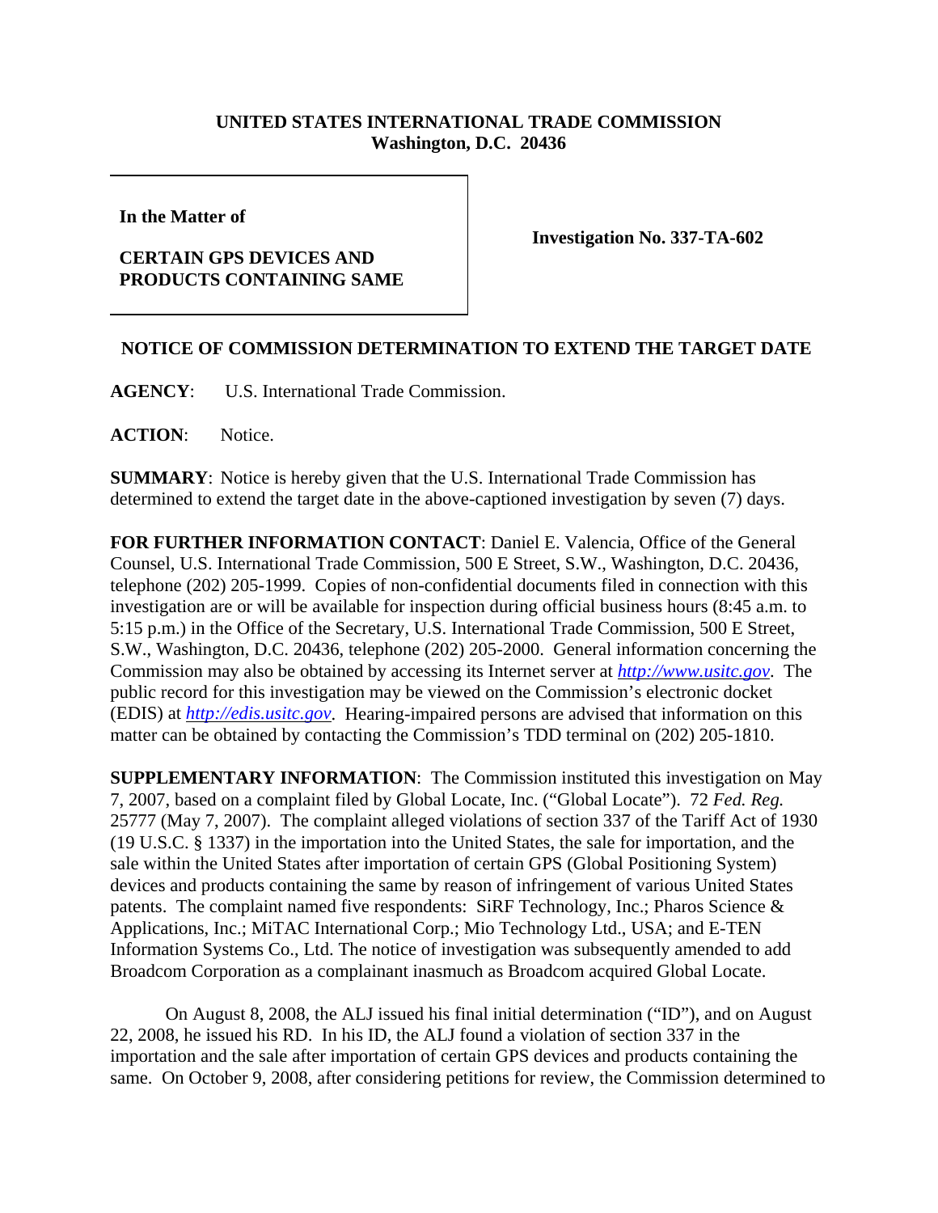**UNITED STATES INTERNATIONAL TRADE COMMISSION**
**Washington, D.C. 20436**

| In the Matter of | |
| --- | --- |
| **CERTAIN GPS DEVICES AND PRODUCTS CONTAINING SAME** | **Investigation No. 337-TA-602** |

## NOTICE OF COMMISSION DETERMINATION TO EXTEND THE TARGET DATE

**AGENCY**: U.S. International Trade Commission.

**ACTION**: Notice.

**SUMMARY**: Notice is hereby given that the U.S. International Trade Commission has determined to extend the target date in the above-captioned investigation by seven (7) days.

**FOR FURTHER INFORMATION CONTACT**: Daniel E. Valencia, Office of the General Counsel, U.S. International Trade Commission, 500 E Street, S.W., Washington, D.C. 20436, telephone (202) 205-1999. Copies of non-confidential documents filed in connection with this investigation are or will be available for inspection during official business hours (8:45 a.m. to 5:15 p.m.) in the Office of the Secretary, U.S. International Trade Commission, 500 E Street, S.W., Washington, D.C. 20436, telephone (202) 205-2000. General information concerning the Commission may also be obtained by accessing its Internet server at *http://www.usitc.gov*. The public record for this investigation may be viewed on the Commission's electronic docket (EDIS) at *http://edis.usitc.gov*. Hearing-impaired persons are advised that information on this matter can be obtained by contacting the Commission's TDD terminal on (202) 205-1810.

**SUPPLEMENTARY INFORMATION**: The Commission instituted this investigation on May 7, 2007, based on a complaint filed by Global Locate, Inc. ("Global Locate"). 72 *Fed. Reg.* 25777 (May 7, 2007). The complaint alleged violations of section 337 of the Tariff Act of 1930 (19 U.S.C. § 1337) in the importation into the United States, the sale for importation, and the sale within the United States after importation of certain GPS (Global Positioning System) devices and products containing the same by reason of infringement of various United States patents. The complaint named five respondents: SiRF Technology, Inc.; Pharos Science & Applications, Inc.; MiTAC International Corp.; Mio Technology Ltd., USA; and E-TEN Information Systems Co., Ltd. The notice of investigation was subsequently amended to add Broadcom Corporation as a complainant inasmuch as Broadcom acquired Global Locate.

On August 8, 2008, the ALJ issued his final initial determination ("ID"), and on August 22, 2008, he issued his RD. In his ID, the ALJ found a violation of section 337 in the importation and the sale after importation of certain GPS devices and products containing the same. On October 9, 2008, after considering petitions for review, the Commission determined to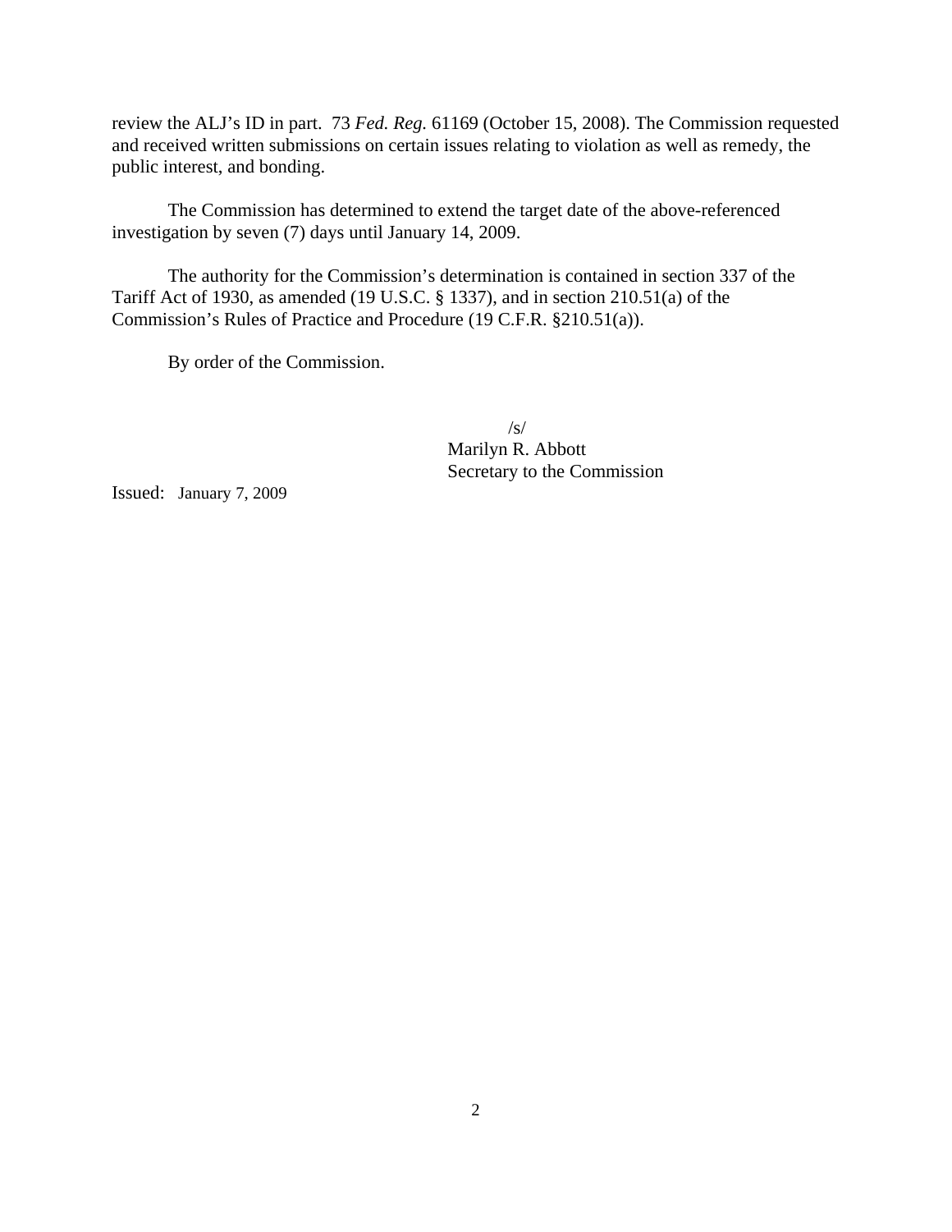review the ALJ's ID in part. 73 *Fed. Reg.* 61169 (October 15, 2008). The Commission requested and received written submissions on certain issues relating to violation as well as remedy, the public interest, and bonding.

The Commission has determined to extend the target date of the above-referenced investigation by seven (7) days until January 14, 2009.

The authority for the Commission's determination is contained in section 337 of the Tariff Act of 1930, as amended (19 U.S.C. § 1337), and in section 210.51(a) of the Commission's Rules of Practice and Procedure (19 C.F.R. §210.51(a)).

By order of the Commission.

/s/
Marilyn R. Abbott
Secretary to the Commission

Issued: January 7, 2009